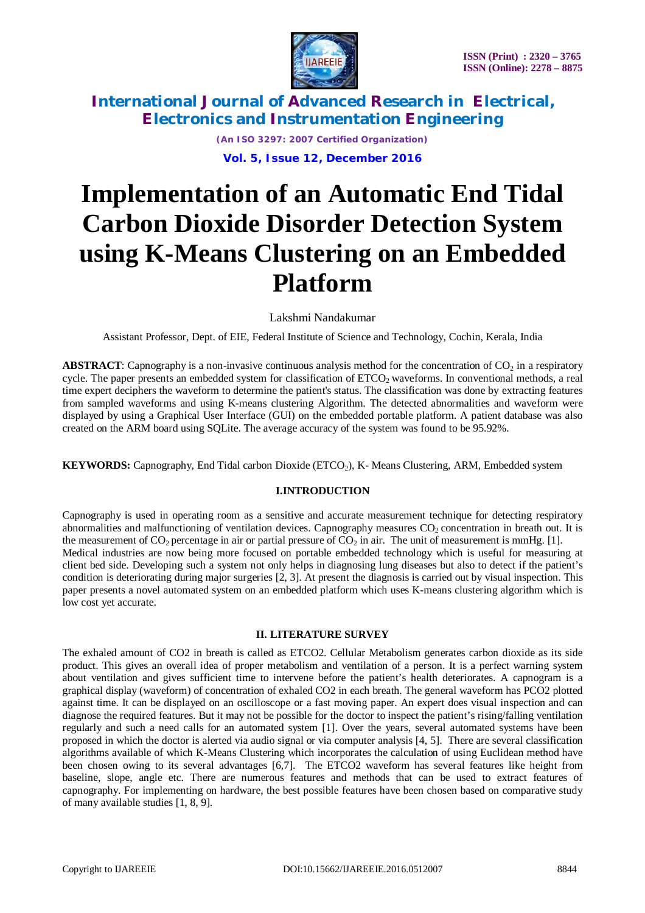# Implementation of an Automatic End Tidal Carbon Dioxide Disorder Detection System using K-Means Clustering on an Embedded Platform

Lakshmi Nandakumar

Assistant Professor, Dept. of EIE, Federal Institute of Science and Technology, Cochin, Kerala, India

**ABSTRACT**: Capnography is a non-invasive continuous analysis method for the concentration of $CO_2$ in a respiratory cycle. The paper presents an embedded system for classification of $ETCO_2$ waveforms. In conventional methods, a real time expert deciphers the waveform to determine the patient's status. The classification was done by extracting features from sampled waveforms and using K-means clustering Algorithm. The detected abnormalities and waveform were displayed by using a Graphical User Interface (GUI) on the embedded portable platform. A patient database was also created on the ARM board using SQLite. The average accuracy of the system was found to be 95.92%.

**KEYWORDS:** Capnography, End Tidal carbon Dioxide ($ETCO_2$), K- Means Clustering, ARM, Embedded system

## I.INTRODUCTION

Capnography is used in operating room as a sensitive and accurate measurement technique for detecting respiratory abnormalities and malfunctioning of ventilation devices. Capnography measures $CO_2$ concentration in breath out. It is the measurement of $CO_2$ percentage in air or partial pressure of $CO_2$ in air. The unit of measurement is mmHg. [1].
Medical industries are now being more focused on portable embedded technology which is useful for measuring at client bed side. Developing such a system not only helps in diagnosing lung diseases but also to detect if the patient's condition is deteriorating during major surgeries [2, 3]. At present the diagnosis is carried out by visual inspection. This paper presents a novel automated system on an embedded platform which uses K-means clustering algorithm which is low cost yet accurate.

## II. LITERATURE SURVEY

The exhaled amount of CO2 in breath is called as ETCO2. Cellular Metabolism generates carbon dioxide as its side product. This gives an overall idea of proper metabolism and ventilation of a person. It is a perfect warning system about ventilation and gives sufficient time to intervene before the patient's health deteriorates. A capnogram is a graphical display (waveform) of concentration of exhaled CO2 in each breath. The general waveform has PCO2 plotted against time. It can be displayed on an oscilloscope or a fast moving paper. An expert does visual inspection and can diagnose the required features. But it may not be possible for the doctor to inspect the patient's rising/falling ventilation regularly and such a need calls for an automated system [1]. Over the years, several automated systems have been proposed in which the doctor is alerted via audio signal or via computer analysis [4, 5]. There are several classification algorithms available of which K-Means Clustering which incorporates the calculation of using Euclidean method have been chosen owing to its several advantages [6,7]. The ETCO2 waveform has several features like height from baseline, slope, angle etc. There are numerous features and methods that can be used to extract features of capnography. For implementing on hardware, the best possible features have been chosen based on comparative study of many available studies [1, 8, 9].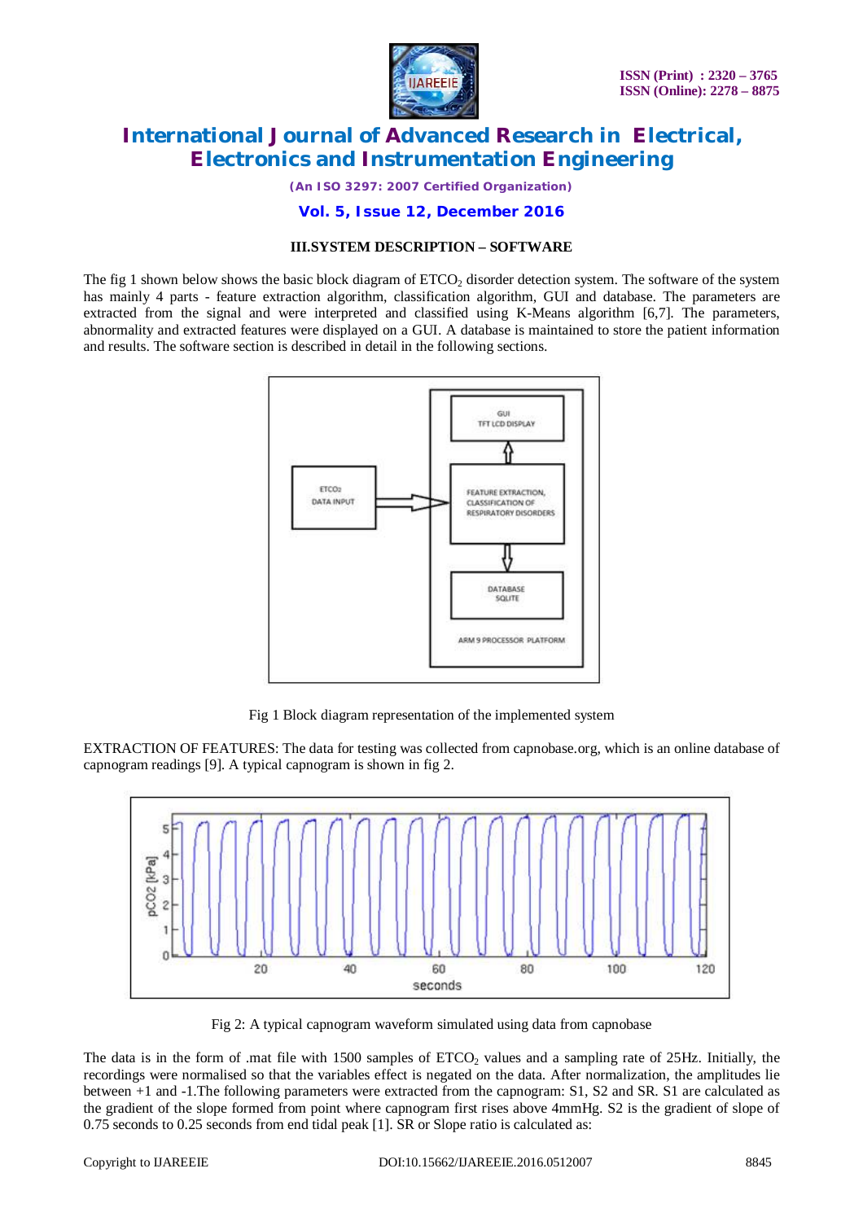### III.SYSTEM DESCRIPTION – SOFTWARE

The fig 1 shown below shows the basic block diagram of $ETCO_2$ disorder detection system. The software of the system has mainly 4 parts - feature extraction algorithm, classification algorithm, GUI and database. The parameters are extracted from the signal and were interpreted and classified using K-Means algorithm [6,7]. The parameters, abnormality and extracted features were displayed on a GUI. A database is maintained to store the patient information and results. The software section is described in detail in the following sections.

Fig 1 Block diagram representation of the implemented system

EXTRACTION OF FEATURES: The data for testing was collected from capnobase.org, which is an online database of capnogram readings [9]. A typical capnogram is shown in fig 2.

Fig 2: A typical capnogram waveform simulated using data from capnobase

The data is in the form of .mat file with 1500 samples of $ETCO_2$ values and a sampling rate of 25Hz. Initially, the recordings were normalised so that the variables effect is negated on the data. After normalization, the amplitudes lie between +1 and -1.The following parameters were extracted from the capnogram: S1, S2 and SR. S1 are calculated as the gradient of the slope formed from point where capnogram first rises above 4mmHg. S2 is the gradient of slope of 0.75 seconds to 0.25 seconds from end tidal peak [1]. SR or Slope ratio is calculated as: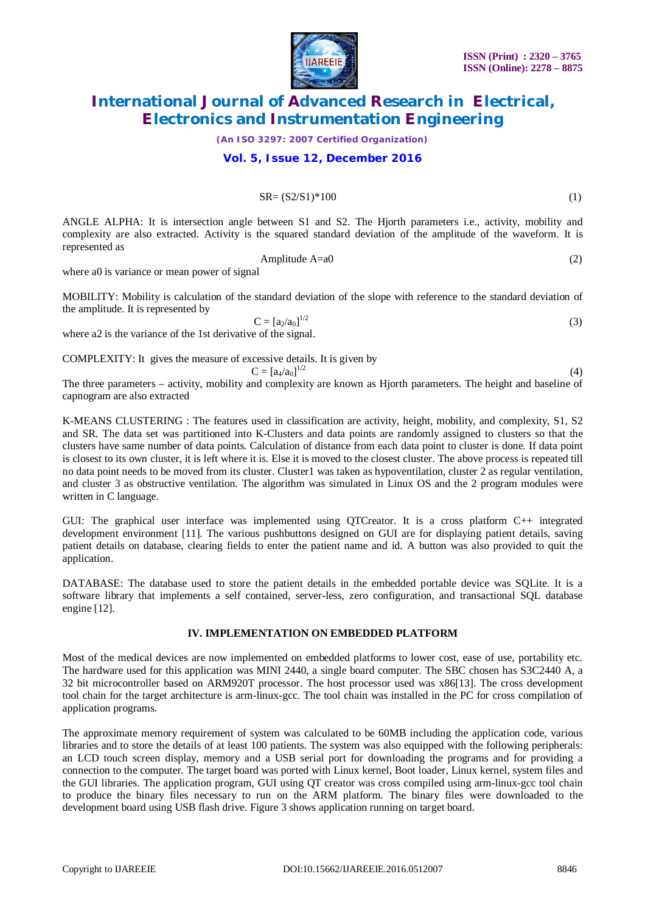$$SR= (S2/S1)*100 \tag{1}$$

ANGLE ALPHA: It is intersection angle between S1 and S2. The Hjorth parameters i.e., activity, mobility and complexity are also extracted. Activity is the squared standard deviation of the amplitude of the waveform. It is represented as

$$\text{Amplitude } A=a0 \tag{2}$$

where a0 is variance or mean power of signal

MOBILITY: Mobility is calculation of the standard deviation of the slope with reference to the standard deviation of the amplitude. It is represented by

$$C = [a_2/a_0]^{1/2} \tag{3}$$

where a2 is the variance of the 1st derivative of the signal.

COMPLEXITY: It gives the measure of excessive details. It is given by

$$C = [a_4/a_0]^{1/2} \tag{4}$$

The three parameters – activity, mobility and complexity are known as Hjorth parameters. The height and baseline of capnogram are also extracted

K-MEANS CLUSTERING : The features used in classification are activity, height, mobility, and complexity, S1, S2 and SR. The data set was partitioned into K-Clusters and data points are randomly assigned to clusters so that the clusters have same number of data points. Calculation of distance from each data point to cluster is done. If data point is closest to its own cluster, it is left where it is. Else it is moved to the closest cluster. The above process is repeated till no data point needs to be moved from its cluster. Cluster1 was taken as hypoventilation, cluster 2 as regular ventilation, and cluster 3 as obstructive ventilation. The algorithm was simulated in Linux OS and the 2 program modules were written in C language.

GUI: The graphical user interface was implemented using QTCreator. It is a cross platform C++ integrated development environment [11]. The various pushbuttons designed on GUI are for displaying patient details, saving patient details on database, clearing fields to enter the patient name and id. A button was also provided to quit the application.

DATABASE: The database used to store the patient details in the embedded portable device was SQLite. It is a software library that implements a self contained, server-less, zero configuration, and transactional SQL database engine [12].

## IV. IMPLEMENTATION ON EMBEDDED PLATFORM

Most of the medical devices are now implemented on embedded platforms to lower cost, ease of use, portability etc. The hardware used for this application was MINI 2440, a single board computer. The SBC chosen has S3C2440 A, a 32 bit microcontroller based on ARM920T processor. The host processor used was x86[13]. The cross development tool chain for the target architecture is arm-linux-gcc. The tool chain was installed in the PC for cross compilation of application programs.

The approximate memory requirement of system was calculated to be 60MB including the application code, various libraries and to store the details of at least 100 patients. The system was also equipped with the following peripherals: an LCD touch screen display, memory and a USB serial port for downloading the programs and for providing a connection to the computer. The target board was ported with Linux kernel, Boot loader, Linux kernel, system files and the GUI libraries. The application program, GUI using QT creator was cross compiled using arm-linux-gcc tool chain to produce the binary files necessary to run on the ARM platform. The binary files were downloaded to the development board using USB flash drive. Figure 3 shows application running on target board.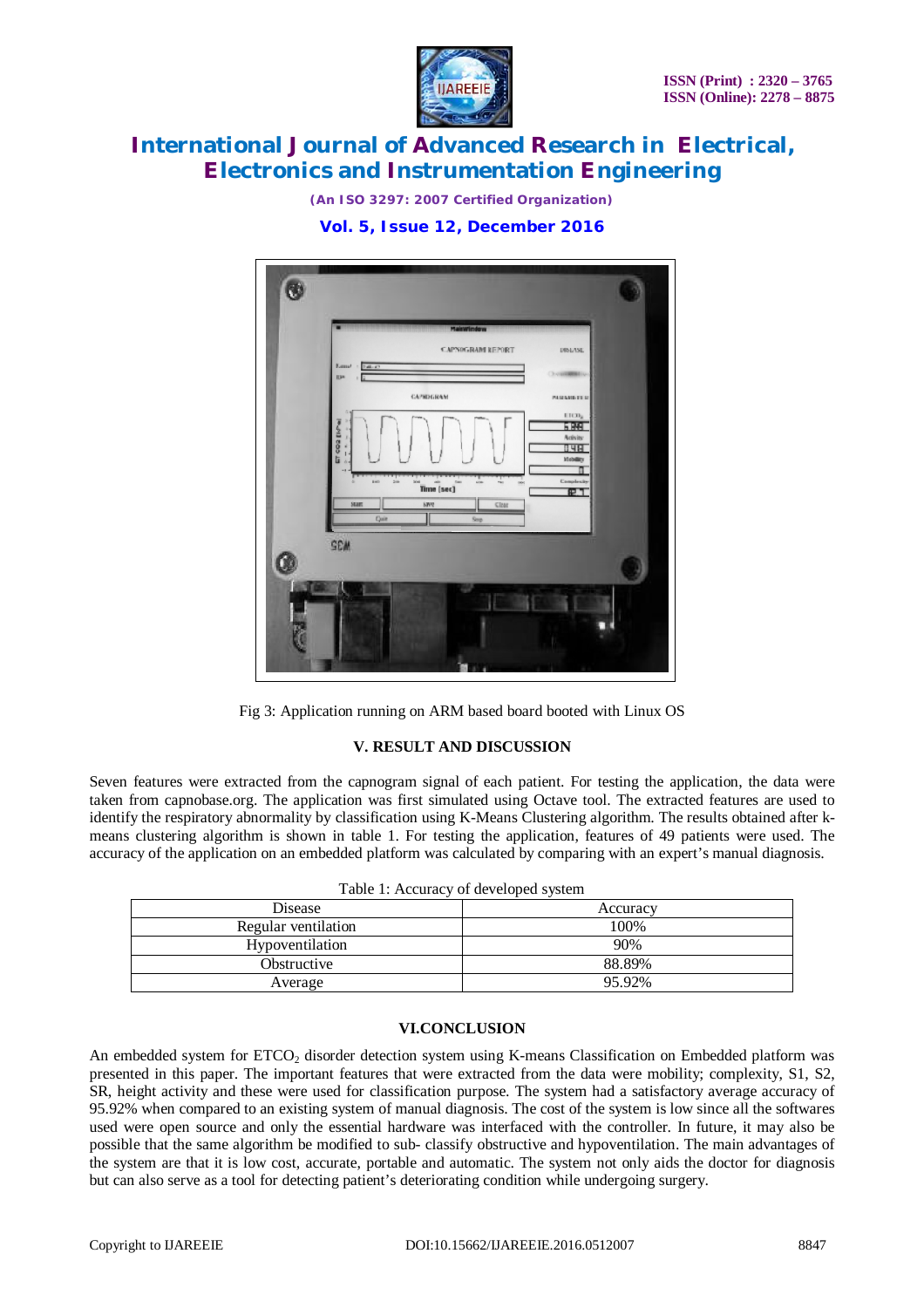Fig 3: Application running on ARM based board booted with Linux OS

## V. RESULT AND DISCUSSION

Seven features were extracted from the capnogram signal of each patient. For testing the application, the data were taken from capnobase.org. The application was first simulated using Octave tool. The extracted features are used to identify the respiratory abnormality by classification using K-Means Clustering algorithm. The results obtained after k-means clustering algorithm is shown in table 1. For testing the application, features of 49 patients were used. The accuracy of the application on an embedded platform was calculated by comparing with an expert's manual diagnosis.

Table 1: Accuracy of developed system

| Disease | Accuracy |
| --- | --- |
| Regular ventilation | 100% |
| Hypoventilation | 90% |
| Obstructive | 88.89% |
| Average | 95.92% |

## VI.CONCLUSION

An embedded system for $ETCO_2$ disorder detection system using K-means Classification on Embedded platform was presented in this paper. The important features that were extracted from the data were mobility; complexity, S1, S2, SR, height activity and these were used for classification purpose. The system had a satisfactory average accuracy of 95.92% when compared to an existing system of manual diagnosis. The cost of the system is low since all the softwares used were open source and only the essential hardware was interfaced with the controller. In future, it may also be possible that the same algorithm be modified to sub- classify obstructive and hypoventilation. The main advantages of the system are that it is low cost, accurate, portable and automatic. The system not only aids the doctor for diagnosis but can also serve as a tool for detecting patient's deteriorating condition while undergoing surgery.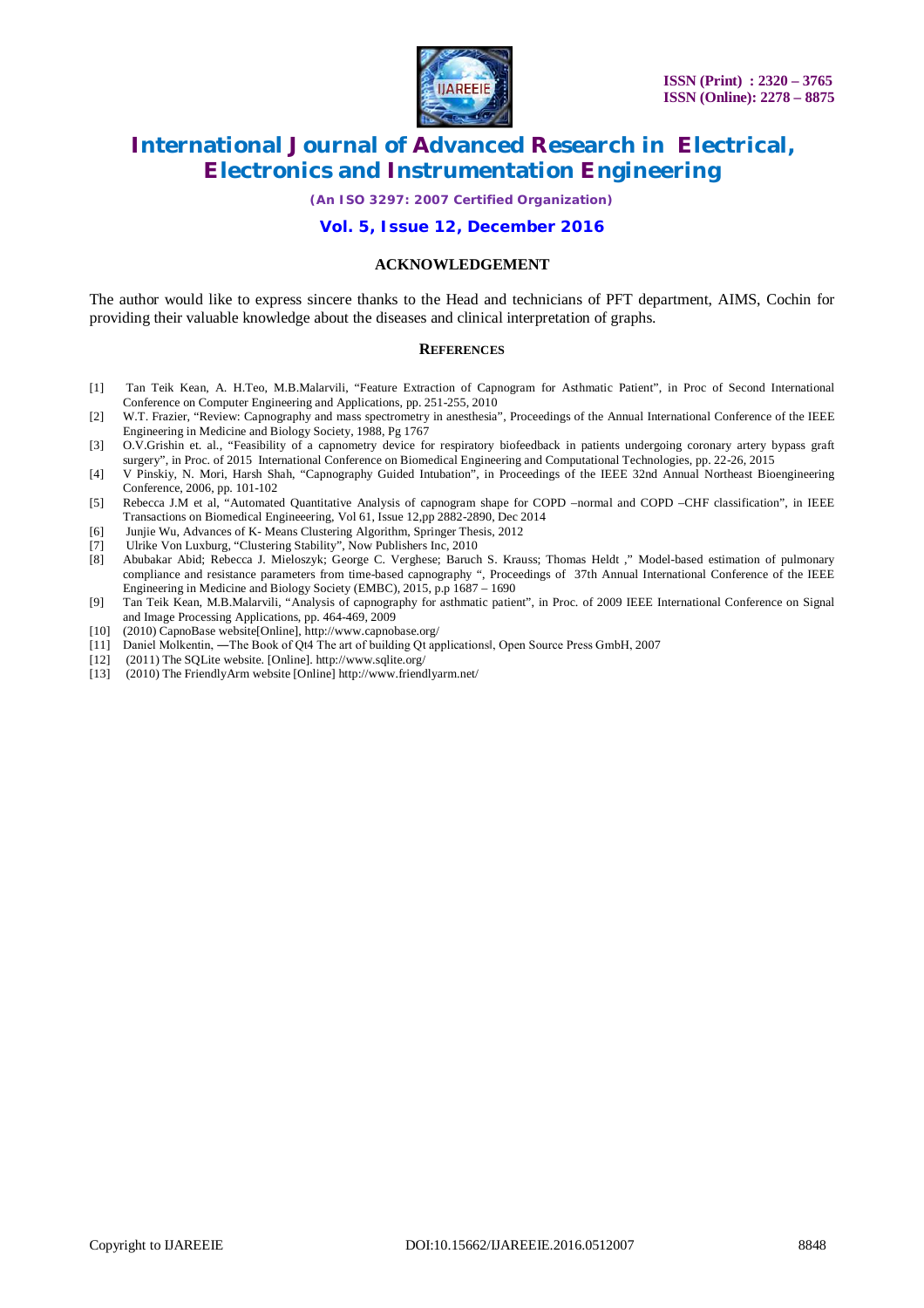## ACKNOWLEDGEMENT

The author would like to express sincere thanks to the Head and technicians of PFT department, AIMS, Cochin for providing their valuable knowledge about the diseases and clinical interpretation of graphs.

## REFERENCES

[1] Tan Teik Kean, A. H.Teo, M.B.Malarvili, "Feature Extraction of Capnogram for Asthmatic Patient", in Proc of Second International Conference on Computer Engineering and Applications, pp. 251-255, 2010

[2] W.T. Frazier, "Review: Capnography and mass spectrometry in anesthesia", Proceedings of the Annual International Conference of the IEEE Engineering in Medicine and Biology Society, 1988, Pg 1767

[3] O.V.Grishin et. al., "Feasibility of a capnometry device for respiratory biofeedback in patients undergoing coronary artery bypass graft surgery", in Proc. of 2015 International Conference on Biomedical Engineering and Computational Technologies, pp. 22-26, 2015

[4] V Pinskiy, N. Mori, Harsh Shah, "Capnography Guided Intubation", in Proceedings of the IEEE 32nd Annual Northeast Bioengineering Conference, 2006, pp. 101-102

[5] Rebecca J.M et al, "Automated Quantitative Analysis of capnogram shape for COPD –normal and COPD –CHF classification", in IEEE Transactions on Biomedical Engineeering, Vol 61, Issue 12,pp 2882-2890, Dec 2014

[6] Junjie Wu, Advances of K- Means Clustering Algorithm, Springer Thesis, 2012

[7] Ulrike Von Luxburg, "Clustering Stability", Now Publishers Inc, 2010

[8] Abubakar Abid; Rebecca J. Mieloszyk; George C. Verghese; Baruch S. Krauss; Thomas Heldt ," Model-based estimation of pulmonary compliance and resistance parameters from time-based capnography ", Proceedings of 37th Annual International Conference of the IEEE Engineering in Medicine and Biology Society (EMBC), 2015, p.p 1687 – 1690

[9] Tan Teik Kean, M.B.Malarvili, "Analysis of capnography for asthmatic patient", in Proc. of 2009 IEEE International Conference on Signal and Image Processing Applications, pp. 464-469, 2009

[10] (2010) CapnoBase website[Online], http://www.capnobase.org/

[11] Daniel Molkentin, ―The Book of Qt4 The art of building Qt applications‖, Open Source Press GmbH, 2007

[12] (2011) The SQLite website. [Online]. http://www.sqlite.org/

[13] (2010) The FriendlyArm website [Online] http://www.friendlyarm.net/